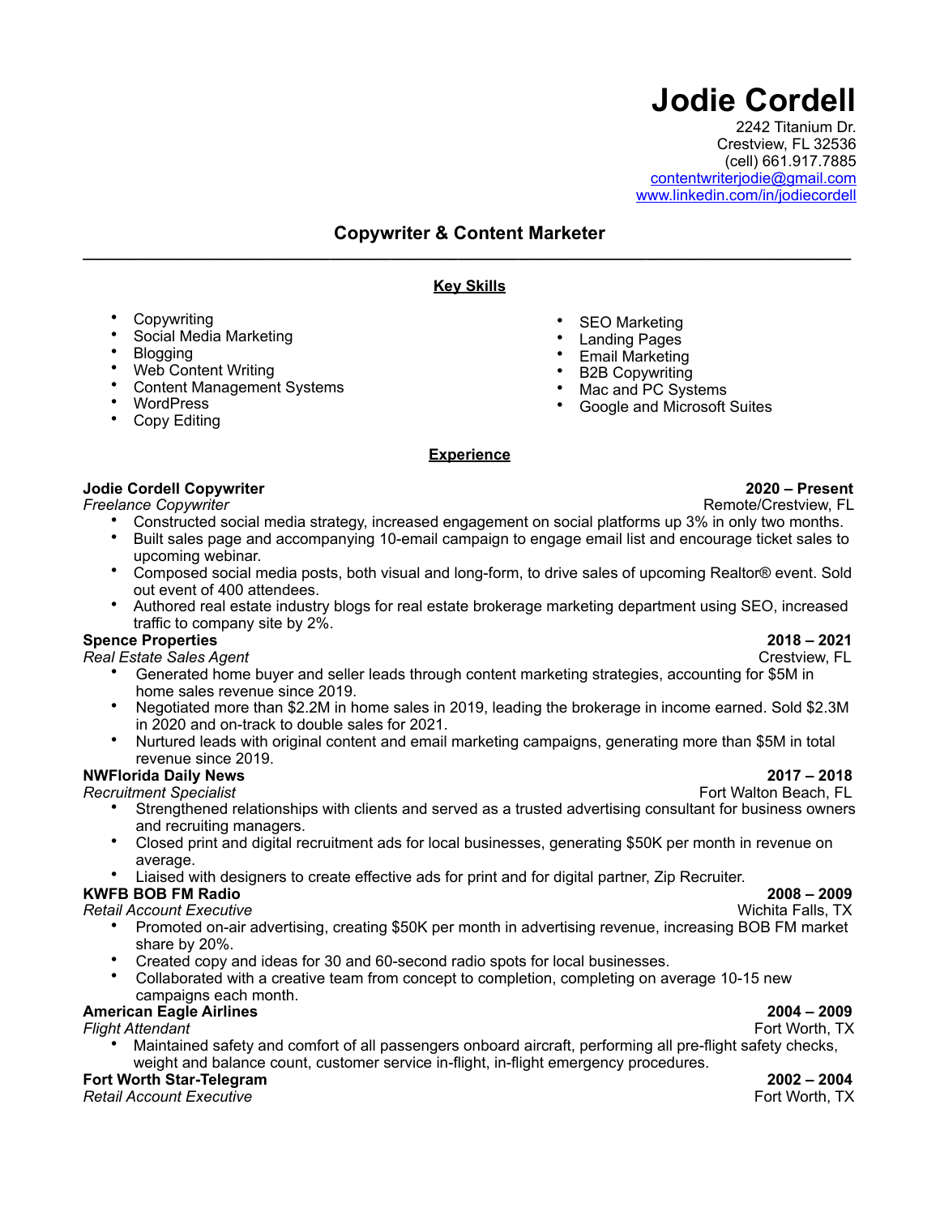# Jodie Cordell

2242 Titanium Dr.
Crestview, FL 32536
(cell) 661.917.7885
contentwriterjodie@gmail.com
www.linkedin.com/in/jodiecordell

## Copywriter & Content Marketer

---

### Key Skills

- Copywriting
- Social Media Marketing
- Blogging
- Web Content Writing
- Content Management Systems
- WordPress
- Copy Editing
- SEO Marketing
- Landing Pages
- Email Marketing
- B2B Copywriting
- Mac and PC Systems
- Google and Microsoft Suites

### Experience

**Jodie Cordell Copywriter** — **2020 – Present**
*Freelance Copywriter* — Remote/Crestview, FL

- Constructed social media strategy, increased engagement on social platforms up 3% in only two months.
- Built sales page and accompanying 10-email campaign to engage email list and encourage ticket sales to upcoming webinar.
- Composed social media posts, both visual and long-form, to drive sales of upcoming Realtor® event. Sold out event of 400 attendees.
- Authored real estate industry blogs for real estate brokerage marketing department using SEO, increased traffic to company site by 2%.

**Spence Properties** — **2018 – 2021**
*Real Estate Sales Agent* — Crestview, FL

- Generated home buyer and seller leads through content marketing strategies, accounting for $5M in home sales revenue since 2019.
- Negotiated more than $2.2M in home sales in 2019, leading the brokerage in income earned. Sold $2.3M in 2020 and on-track to double sales for 2021.
- Nurtured leads with original content and email marketing campaigns, generating more than $5M in total revenue since 2019.

**NWFlorida Daily News** — **2017 – 2018**
*Recruitment Specialist* — Fort Walton Beach, FL

- Strengthened relationships with clients and served as a trusted advertising consultant for business owners and recruiting managers.
- Closed print and digital recruitment ads for local businesses, generating $50K per month in revenue on average.
- Liaised with designers to create effective ads for print and for digital partner, Zip Recruiter.

**KWFB BOB FM Radio** — **2008 – 2009**
*Retail Account Executive* — Wichita Falls, TX

- Promoted on-air advertising, creating $50K per month in advertising revenue, increasing BOB FM market share by 20%.
- Created copy and ideas for 30 and 60-second radio spots for local businesses.
- Collaborated with a creative team from concept to completion, completing on average 10-15 new campaigns each month.

**American Eagle Airlines** — **2004 – 2009**
*Flight Attendant* — Fort Worth, TX

- Maintained safety and comfort of all passengers onboard aircraft, performing all pre-flight safety checks, weight and balance count, customer service in-flight, in-flight emergency procedures.

**Fort Worth Star-Telegram** — **2002 – 2004**
*Retail Account Executive* — Fort Worth, TX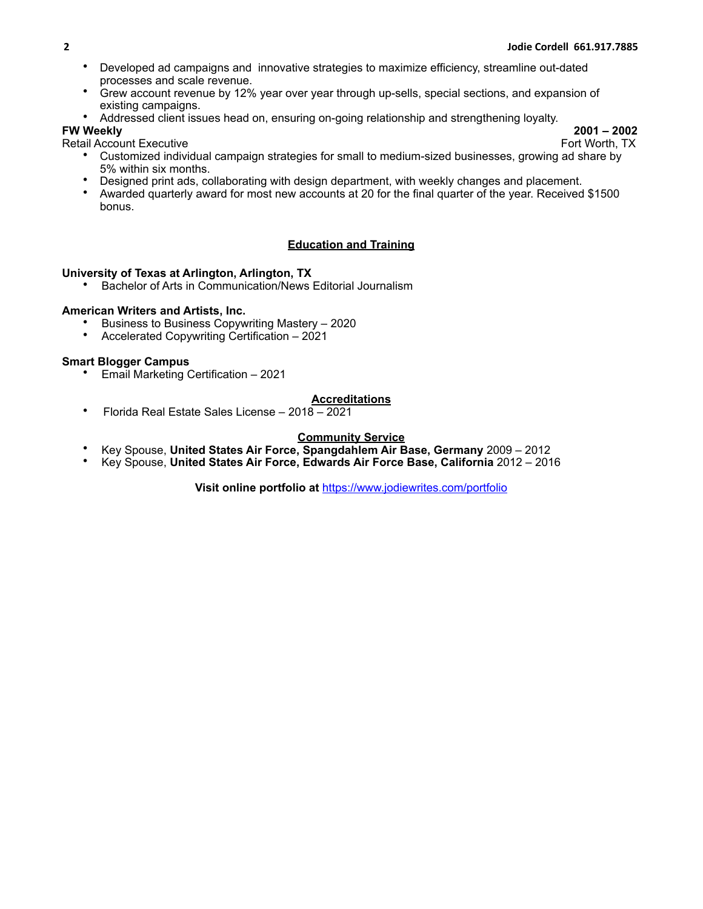- Developed ad campaigns and innovative strategies to maximize efficiency, streamline out-dated processes and scale revenue.
- Grew account revenue by 12% year over year through up-sells, special sections, and expansion of existing campaigns.
- Addressed client issues head on, ensuring on-going relationship and strengthening loyalty.

**FW Weekly** **2001 – 2002**
Retail Account Executive Fort Worth, TX

- Customized individual campaign strategies for small to medium-sized businesses, growing ad share by 5% within six months.
- Designed print ads, collaborating with design department, with weekly changes and placement.
- Awarded quarterly award for most new accounts at 20 for the final quarter of the year. Received $1500 bonus.

## Education and Training

**University of Texas at Arlington, Arlington, TX**

- Bachelor of Arts in Communication/News Editorial Journalism

**American Writers and Artists, Inc.**

- Business to Business Copywriting Mastery – 2020
- Accelerated Copywriting Certification – 2021

**Smart Blogger Campus**

- Email Marketing Certification – 2021

## Accreditations

- Florida Real Estate Sales License – 2018 – 2021

## Community Service

- Key Spouse, **United States Air Force, Spangdahlem Air Base, Germany** 2009 – 2012
- Key Spouse, **United States Air Force, Edwards Air Force Base, California** 2012 – 2016

**Visit online portfolio at** https://www.jodiewrites.com/portfolio